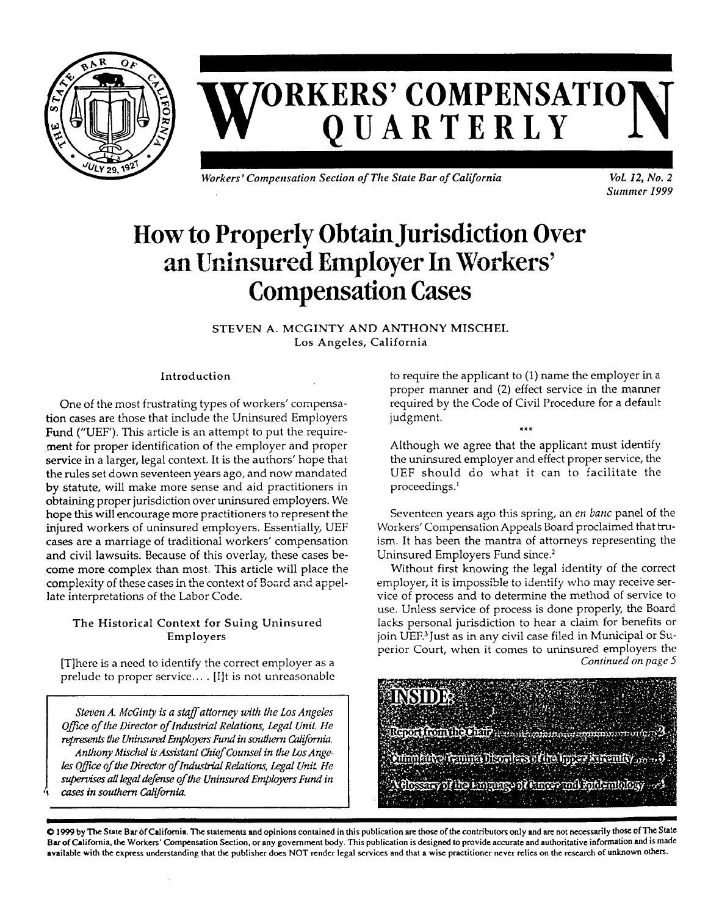# WORKERS' COMPENSATION QUARTERLY

*Workers' Compensation Section of The State Bar of California*

*Vol. 12, No. 2*
*Summer 1999*

# How to Properly Obtain Jurisdiction Over an Uninsured Employer In Workers' Compensation Cases

STEVEN A. MCGINTY AND ANTHONY MISCHEL
Los Angeles, California

### Introduction

One of the most frustrating types of workers' compensation cases are those that include the Uninsured Employers Fund ("UEF"). This article is an attempt to put the requirement for proper identification of the employer and proper service in a larger, legal context. It is the authors' hope that the rules set down seventeen years ago, and now mandated by statute, will make more sense and aid practitioners in obtaining proper jurisdiction over uninsured employers. We hope this will encourage more practitioners to represent the injured workers of uninsured employers. Essentially, UEF cases are a marriage of traditional workers' compensation and civil lawsuits. Because of this overlay, these cases become more complex than most. This article will place the complexity of these cases in the context of Board and appellate interpretations of the Labor Code.

### The Historical Context for Suing Uninsured Employers

[T]here is a need to identify the correct employer as a prelude to proper service... . [I]t is not unreasonable to require the applicant to (1) name the employer in a proper manner and (2) effect service in the manner required by the Code of Civil Procedure for a default judgment.

\*\*\*

Although we agree that the applicant must identify the uninsured employer and effect proper service, the UEF should do what it can to facilitate the proceedings.[1]

Seventeen years ago this spring, an *en banc* panel of the Workers' Compensation Appeals Board proclaimed that truism. It has been the mantra of attorneys representing the Uninsured Employers Fund since.[2]

Without first knowing the legal identity of the correct employer, it is impossible to identify who may receive service of process and to determine the method of service to use. Unless service of process is done properly, the Board lacks personal jurisdiction to hear a claim for benefits or join UEF.[3] Just as in any civil case filed in Municipal or Superior Court, when it comes to uninsured employers the

*Continued on page 5*

*Steven A. McGinty is a staff attorney with the Los Angeles Office of the Director of Industrial Relations, Legal Unit. He represents the Uninsured Employers Fund in southern California. Anthony Mischel is Assistant Chief Counsel in the Los Angeles Office of the Director of Industrial Relations, Legal Unit. He supervises all legal defense of the Uninsured Employers Fund in cases in southern California.*

**INSIDE:**

Report from the Chair ........................................ 2

Cumulative Trauma Disorders of the Upper Extremity ........ 3

A Glossary of the Language of Cancer and Epidemiology ...... 4

© 1999 by The State Bar of California. The statements and opinions contained in this publication are those of the contributors only and are not necessarily those of The State Bar of California, the Workers' Compensation Section, or any government body. This publication is designed to provide accurate and authoritative information and is made available with the express understanding that the publisher does NOT render legal services and that a wise practitioner never relies on the research of unknown others.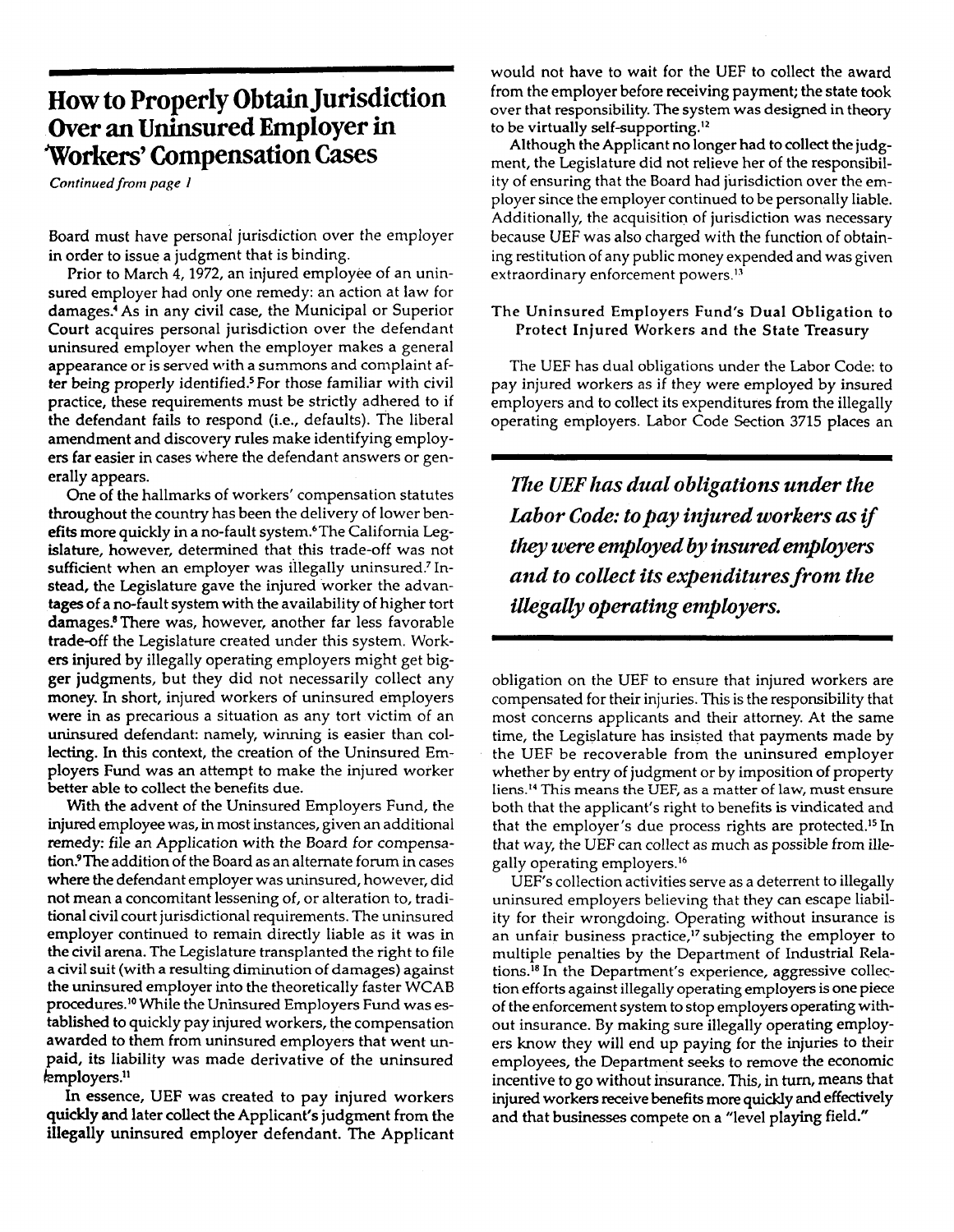# How to Properly Obtain Jurisdiction Over an Uninsured Employer in Workers' Compensation Cases

*Continued from page 1*

Board must have personal jurisdiction over the employer in order to issue a judgment that is binding.

Prior to March 4, 1972, an injured employee of an uninsured employer had only one remedy: an action at law for damages.[4] As in any civil case, the Municipal or Superior Court acquires personal jurisdiction over the defendant uninsured employer when the employer makes a general appearance or is served with a summons and complaint after being properly identified.[5] For those familiar with civil practice, these requirements must be strictly adhered to if the defendant fails to respond (i.e., defaults). The liberal amendment and discovery rules make identifying employers far easier in cases where the defendant answers or generally appears.

One of the hallmarks of workers' compensation statutes throughout the country has been the delivery of lower benefits more quickly in a no-fault system.[6] The California Legislature, however, determined that this trade-off was not sufficient when an employer was illegally uninsured.[7] Instead, the Legislature gave the injured worker the advantages of a no-fault system with the availability of higher tort damages.[8] There was, however, another far less favorable trade-off the Legislature created under this system. Workers injured by illegally operating employers might get bigger judgments, but they did not necessarily collect any money. In short, injured workers of uninsured employers were in as precarious a situation as any tort victim of an uninsured defendant: namely, winning is easier than collecting. In this context, the creation of the Uninsured Employers Fund was an attempt to make the injured worker better able to collect the benefits due.

With the advent of the Uninsured Employers Fund, the injured employee was, in most instances, given an additional remedy: file an Application with the Board for compensation.[9] The addition of the Board as an alternate forum in cases where the defendant employer was uninsured, however, did not mean a concomitant lessening of, or alteration to, traditional civil court jurisdictional requirements. The uninsured employer continued to remain directly liable as it was in the civil arena. The Legislature transplanted the right to file a civil suit (with a resulting diminution of damages) against the uninsured employer into the theoretically faster WCAB procedures.[10] While the Uninsured Employers Fund was established to quickly pay injured workers, the compensation awarded to them from uninsured employers that went unpaid, its liability was made derivative of the uninsured employers.[11]

In essence, UEF was created to pay injured workers quickly and later collect the Applicant's judgment from the illegally uninsured employer defendant. The Applicant would not have to wait for the UEF to collect the award from the employer before receiving payment; the state took over that responsibility. The system was designed in theory to be virtually self-supporting.[12]

Although the Applicant no longer had to collect the judgment, the Legislature did not relieve her of the responsibility of ensuring that the Board had jurisdiction over the employer since the employer continued to be personally liable. Additionally, the acquisition of jurisdiction was necessary because UEF was also charged with the function of obtaining restitution of any public money expended and was given extraordinary enforcement powers.[13]

### The Uninsured Employers Fund's Dual Obligation to Protect Injured Workers and the State Treasury

The UEF has dual obligations under the Labor Code: to pay injured workers as if they were employed by insured employers and to collect its expenditures from the illegally operating employers. Labor Code Section 3715 places an obligation on the UEF to ensure that injured workers are compensated for their injuries. This is the responsibility that most concerns applicants and their attorney. At the same time, the Legislature has insisted that payments made by the UEF be recoverable from the uninsured employer whether by entry of judgment or by imposition of property liens.[14] This means the UEF, as a matter of law, must ensure both that the applicant's right to benefits is vindicated and that the employer's due process rights are protected.[15] In that way, the UEF can collect as much as possible from illegally operating employers.[16]

> ***The UEF has dual obligations under the Labor Code: to pay injured workers as if they were employed by insured employers and to collect its expenditures from the illegally operating employers.***

UEF's collection activities serve as a deterrent to illegally uninsured employers believing that they can escape liability for their wrongdoing. Operating without insurance is an unfair business practice,[17] subjecting the employer to multiple penalties by the Department of Industrial Relations.[18] In the Department's experience, aggressive collection efforts against illegally operating employers is one piece of the enforcement system to stop employers operating without insurance. By making sure illegally operating employers know they will end up paying for the injuries to their employees, the Department seeks to remove the economic incentive to go without insurance. This, in turn, means that injured workers receive benefits more quickly and effectively and that businesses compete on a "level playing field."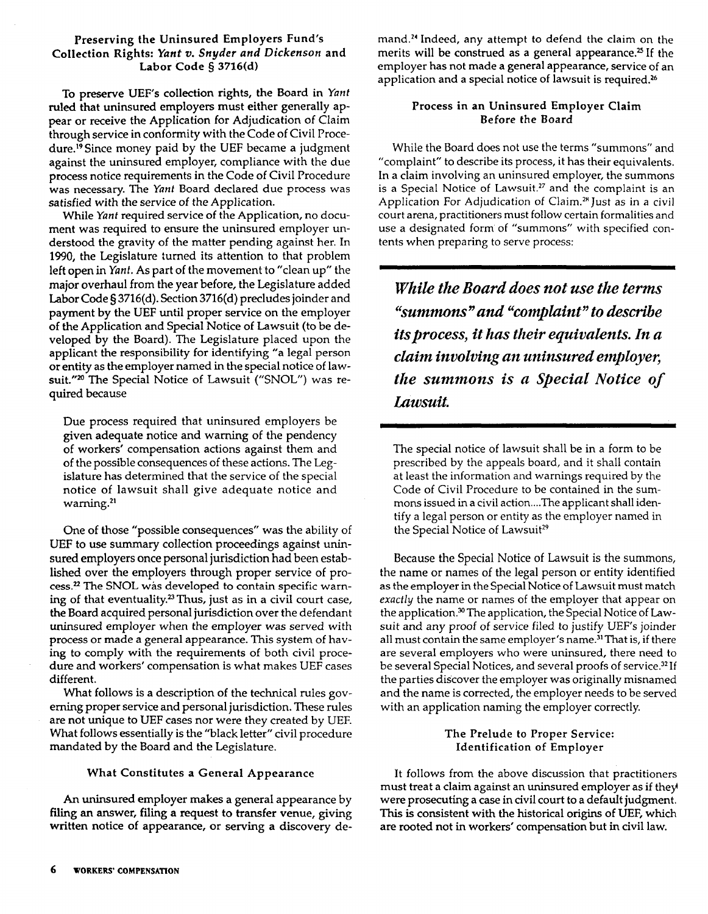### Preserving the Uninsured Employers Fund's Collection Rights: *Yant v. Snyder and Dickenson* and Labor Code § 3716(d)

To preserve UEF's collection rights, the Board in *Yant* ruled that uninsured employers must either generally appear or receive the Application for Adjudication of Claim through service in conformity with the Code of Civil Procedure.[19] Since money paid by the UEF became a judgment against the uninsured employer, compliance with the due process notice requirements in the Code of Civil Procedure was necessary. The *Yant* Board declared due process was satisfied with the service of the Application.

While *Yant* required service of the Application, no document was required to ensure the uninsured employer understood the gravity of the matter pending against her. In 1990, the Legislature turned its attention to that problem left open in *Yant*. As part of the movement to "clean up" the major overhaul from the year before, the Legislature added Labor Code § 3716(d). Section 3716(d) precludes joinder and payment by the UEF until proper service on the employer of the Application and Special Notice of Lawsuit (to be developed by the Board). The Legislature placed upon the applicant the responsibility for identifying "a legal person or entity as the employer named in the special notice of lawsuit."[20] The Special Notice of Lawsuit ("SNOL") was required because

> Due process required that uninsured employers be given adequate notice and warning of the pendency of workers' compensation actions against them and of the possible consequences of these actions. The Legislature has determined that the service of the special notice of lawsuit shall give adequate notice and warning.[21]

One of those "possible consequences" was the ability of UEF to use summary collection proceedings against uninsured employers once personal jurisdiction had been established over the employers through proper service of process.[22] The SNOL was developed to contain specific warning of that eventuality.[23] Thus, just as in a civil court case, the Board acquired personal jurisdiction over the defendant uninsured employer when the employer was served with process or made a general appearance. This system of having to comply with the requirements of both civil procedure and workers' compensation is what makes UEF cases different.

What follows is a description of the technical rules governing proper service and personal jurisdiction. These rules are not unique to UEF cases nor were they created by UEF. What follows essentially is the "black letter" civil procedure mandated by the Board and the Legislature.

### What Constitutes a General Appearance

An uninsured employer makes a general appearance by filing an answer, filing a request to transfer venue, giving written notice of appearance, or serving a discovery demand.[24] Indeed, any attempt to defend the claim on the merits will be construed as a general appearance.[25] If the employer has not made a general appearance, service of an application and a special notice of lawsuit is required.[26]

### Process in an Uninsured Employer Claim Before the Board

While the Board does not use the terms "summons" and "complaint" to describe its process, it has their equivalents. In a claim involving an uninsured employer, the summons is a Special Notice of Lawsuit.[27] and the complaint is an Application For Adjudication of Claim.[28] Just as in a civil court arena, practitioners must follow certain formalities and use a designated form of "summons" with specified contents when preparing to serve process:

***While the Board does not use the terms "summons" and "complaint" to describe its process, it has their equivalents. In a claim involving an uninsured employer, the summons is a Special Notice of Lawsuit.***

> The special notice of lawsuit shall be in a form to be prescribed by the appeals board, and it shall contain at least the information and warnings required by the Code of Civil Procedure to be contained in the summons issued in a civil action....The applicant shall identify a legal person or entity as the employer named in the Special Notice of Lawsuit[29]

Because the Special Notice of Lawsuit is the summons, the name or names of the legal person or entity identified as the employer in the Special Notice of Lawsuit must match *exactly* the name or names of the employer that appear on the application.[30] The application, the Special Notice of Lawsuit and any proof of service filed to justify UEF's joinder all must contain the same employer's name.[31] That is, if there are several employers who were uninsured, there need to be several Special Notices, and several proofs of service.[32] If the parties discover the employer was originally misnamed and the name is corrected, the employer needs to be served with an application naming the employer correctly.

### The Prelude to Proper Service: Identification of Employer

It follows from the above discussion that practitioners must treat a claim against an uninsured employer as if they were prosecuting a case in civil court to a default judgment. This is consistent with the historical origins of UEF, which are rooted not in workers' compensation but in civil law.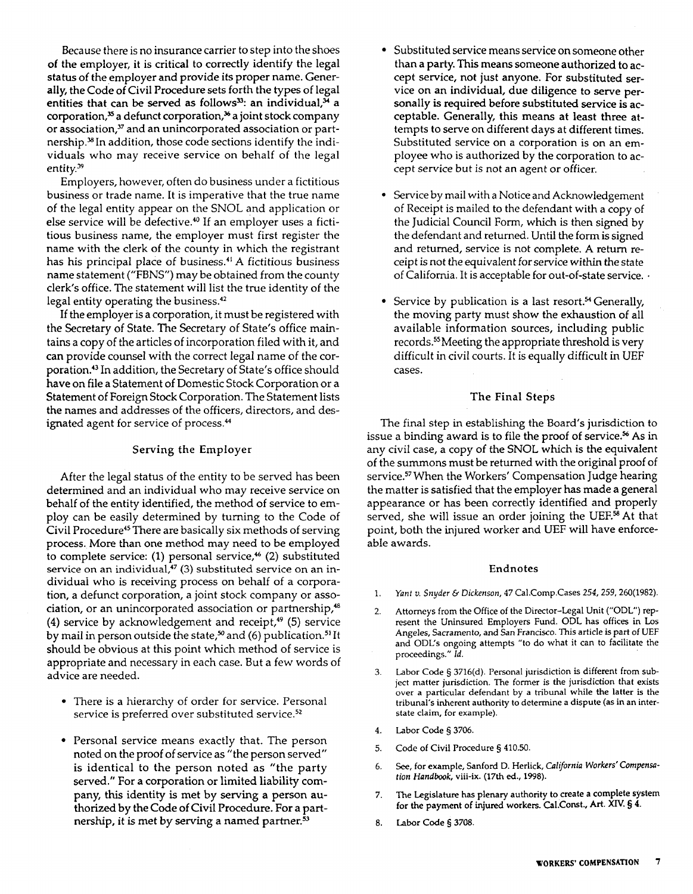Because there is no insurance carrier to step into the shoes of the employer, it is critical to correctly identify the legal status of the employer and provide its proper name. Generally, the Code of Civil Procedure sets forth the types of legal entities that can be served as follows[33]: an individual,[34] a corporation,[35] a defunct corporation,[36] a joint stock company or association,[37] and an unincorporated association or partnership.[38] In addition, those code sections identify the individuals who may receive service on behalf of the legal entity.[39]

Employers, however, often do business under a fictitious business or trade name. It is imperative that the true name of the legal entity appear on the SNOL and application or else service will be defective.[40] If an employer uses a fictitious business name, the employer must first register the name with the clerk of the county in which the registrant has his principal place of business.[41] A fictitious business name statement ("FBNS") may be obtained from the county clerk's office. The statement will list the true identity of the legal entity operating the business.[42]

If the employer is a corporation, it must be registered with the Secretary of State. The Secretary of State's office maintains a copy of the articles of incorporation filed with it, and can provide counsel with the correct legal name of the corporation.[43] In addition, the Secretary of State's office should have on file a Statement of Domestic Stock Corporation or a Statement of Foreign Stock Corporation. The Statement lists the names and addresses of the officers, directors, and designated agent for service of process.[44]

## Serving the Employer

After the legal status of the entity to be served has been determined and an individual who may receive service on behalf of the entity identified, the method of service to employ can be easily determined by turning to the Code of Civil Procedure[45] There are basically six methods of serving process. More than one method may need to be employed to complete service: (1) personal service,[46] (2) substituted service on an individual,[47] (3) substituted service on an individual who is receiving process on behalf of a corporation, a defunct corporation, a joint stock company or association, or an unincorporated association or partnership,[48] (4) service by acknowledgement and receipt,[49] (5) service by mail in person outside the state,[50] and (6) publication.[51] It should be obvious at this point which method of service is appropriate and necessary in each case. But a few words of advice are needed.

- There is a hierarchy of order for service. Personal service is preferred over substituted service.[52]
- Personal service means exactly that. The person noted on the proof of service as "the person served" is identical to the person noted as "the party served." For a corporation or limited liability company, this identity is met by serving a person authorized by the Code of Civil Procedure. For a partnership, it is met by serving a named partner.[53]
- Substituted service means service on someone other than a party. This means someone authorized to accept service, not just anyone. For substituted service on an individual, due diligence to serve personally is required before substituted service is acceptable. Generally, this means at least three attempts to serve on different days at different times. Substituted service on a corporation is on an employee who is authorized by the corporation to accept service but is not an agent or officer.
- Service by mail with a Notice and Acknowledgement of Receipt is mailed to the defendant with a copy of the Judicial Council Form, which is then signed by the defendant and returned. Until the form is signed and returned, service is not complete. A return receipt is not the equivalent for service within the state of California. It is acceptable for out-of-state service.
- Service by publication is a last resort.[54] Generally, the moving party must show the exhaustion of all available information sources, including public records.[55] Meeting the appropriate threshold is very difficult in civil courts. It is equally difficult in UEF cases.

## The Final Steps

The final step in establishing the Board's jurisdiction to issue a binding award is to file the proof of service.[56] As in any civil case, a copy of the SNOL which is the equivalent of the summons must be returned with the original proof of service.[57] When the Workers' Compensation Judge hearing the matter is satisfied that the employer has made a general appearance or has been correctly identified and properly served, she will issue an order joining the UEF.[58] At that point, both the injured worker and UEF will have enforceable awards.

## Endnotes

1. *Yant v. Snyder & Dickenson*, 47 Cal.Comp.Cases 254, 259, 260(1982).
2. Attorneys from the Office of the Director–Legal Unit ("ODL") represent the Uninsured Employers Fund. ODL has offices in Los Angeles, Sacramento, and San Francisco. This article is part of UEF and ODL's ongoing attempts "to do what it can to facilitate the proceedings." *Id.*
3. Labor Code § 3716(d). Personal jurisdiction is different from subject matter jurisdiction. The former is the jurisdiction that exists over a particular defendant by a tribunal while the latter is the tribunal's inherent authority to determine a dispute (as in an interstate claim, for example).
4. Labor Code § 3706.
5. Code of Civil Procedure § 410.50.
6. See, for example, Sanford D. Herlick, *California Workers' Compensation Handbook*, viii-ix. (17th ed., 1998).
7. The Legislature has plenary authority to create a complete system for the payment of injured workers. Cal.Const., Art. XIV. § 4.
8. Labor Code § 3708.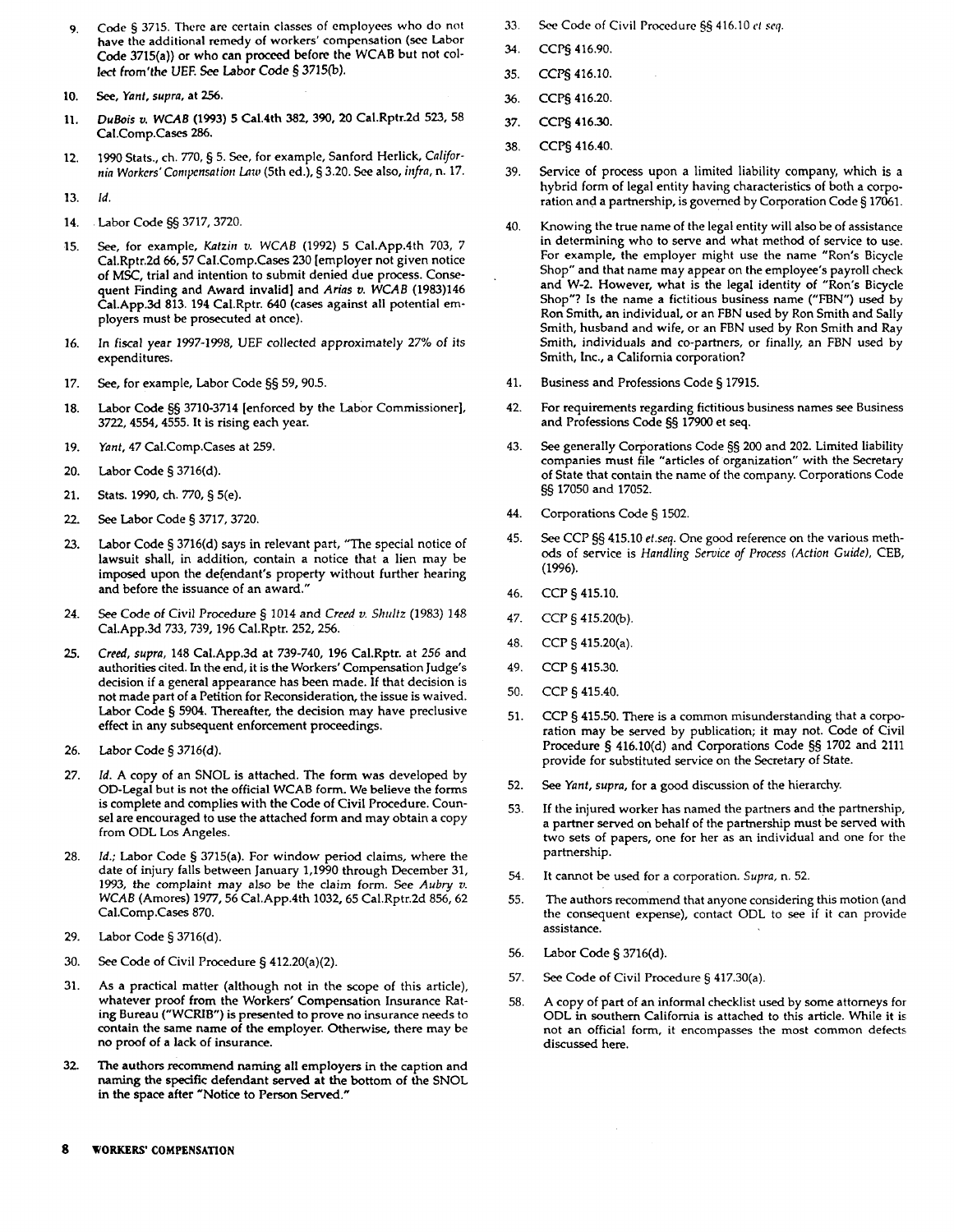9. Code § 3715. There are certain classes of employees who do not have the additional remedy of workers' compensation (see Labor Code 3715(a)) or who can proceed before the WCAB but not collect from'the UEF. See Labor Code § 3715(b).

10. See, *Yant, supra*, at 256.

11. *DuBois v. WCAB* (1993) 5 Cal.4th 382, 390, 20 Cal.Rptr.2d 523, 58 Cal.Comp.Cases 286.

12. 1990 Stats., ch. 770, § 5. See, for example, Sanford Herlick, *California Workers' Compensation Law* (5th ed.), § 3.20. See also, *infra*, n. 17.

13. *Id.*

14. Labor Code §§ 3717, 3720.

15. See, for example, *Katzin v. WCAB* (1992) 5 Cal.App.4th 703, 7 Cal.Rptr.2d 66, 57 Cal.Comp.Cases 230 [employer not given notice of MSC, trial and intention to submit denied due process. Consequent Finding and Award invalid] and *Arias v. WCAB* (1983)146 Cal.App.3d 813. 194 Cal.Rptr. 640 (cases against all potential employers must be prosecuted at once).

16. In fiscal year 1997-1998, UEF collected approximately 27% of its expenditures.

17. See, for example, Labor Code §§ 59, 90.5.

18. Labor Code §§ 3710-3714 [enforced by the Labor Commissioner], 3722, 4554, 4555. It is rising each year.

19. *Yant*, 47 Cal.Comp.Cases at 259.

20. Labor Code § 3716(d).

21. Stats. 1990, ch. 770, § 5(e).

22. See Labor Code § 3717, 3720.

23. Labor Code § 3716(d) says in relevant part, "The special notice of lawsuit shall, in addition, contain a notice that a lien may be imposed upon the defendant's property without further hearing and before the issuance of an award."

24. See Code of Civil Procedure § 1014 and *Creed v. Shultz* (1983) 148 Cal.App.3d 733, 739, 196 Cal.Rptr. 252, 256.

25. *Creed, supra*, 148 Cal.App.3d at 739-740, 196 Cal.Rptr. at 256 and authorities cited. In the end, it is the Workers' Compensation Judge's decision if a general appearance has been made. If that decision is not made part of a Petition for Reconsideration, the issue is waived. Labor Code § 5904. Thereafter, the decision may have preclusive effect in any subsequent enforcement proceedings.

26. Labor Code § 3716(d).

27. *Id.* A copy of an SNOL is attached. The form was developed by OD-Legal but is not the official WCAB form. We believe the forms is complete and complies with the Code of Civil Procedure. Counsel are encouraged to use the attached form and may obtain a copy from ODL Los Angeles.

28. *Id.*; Labor Code § 3715(a). For window period claims, where the date of injury falls between January 1,1990 through December 31, 1993, the complaint may also be the claim form. See *Aubry v. WCAB* (Amores) 1977, 56 Cal.App.4th 1032, 65 Cal.Rptr.2d 856, 62 Cal.Comp.Cases 870.

29. Labor Code § 3716(d).

30. See Code of Civil Procedure § 412.20(a)(2).

31. As a practical matter (although not in the scope of this article), whatever proof from the Workers' Compensation Insurance Rating Bureau ("WCRIB") is presented to prove no insurance needs to contain the same name of the employer. Otherwise, there may be no proof of a lack of insurance.

32. The authors recommend naming all employers in the caption and naming the specific defendant served at the bottom of the SNOL in the space after "Notice to Person Served."

33. See Code of Civil Procedure §§ 416.10 *et seq.*

34. CCP§ 416.90.

35. CCP§ 416.10.

36. CCP§ 416.20.

37. CCP§ 416.30.

38. CCP§ 416.40.

39. Service of process upon a limited liability company, which is a hybrid form of legal entity having characteristics of both a corporation and a partnership, is governed by Corporation Code § 17061.

40. Knowing the true name of the legal entity will also be of assistance in determining who to serve and what method of service to use. For example, the employer might use the name "Ron's Bicycle Shop" and that name may appear on the employee's payroll check and W-2. However, what is the legal identity of "Ron's Bicycle Shop"? Is the name a fictitious business name ("FBN") used by Ron Smith, an individual, or an FBN used by Ron Smith and Sally Smith, husband and wife, or an FBN used by Ron Smith and Ray Smith, individuals and co-partners, or finally, an FBN used by Smith, Inc., a California corporation?

41. Business and Professions Code § 17915.

42. For requirements regarding fictitious business names see Business and Professions Code §§ 17900 et seq.

43. See generally Corporations Code §§ 200 and 202. Limited liability companies must file "articles of organization" with the Secretary of State that contain the name of the company. Corporations Code §§ 17050 and 17052.

44. Corporations Code § 1502.

45. See CCP §§ 415.10 *et.seq.* One good reference on the various methods of service is *Handling Service of Process (Action Guide)*, CEB, (1996).

46. CCP § 415.10.

47. CCP § 415.20(b).

48. CCP § 415.20(a).

49. CCP § 415.30.

50. CCP § 415.40.

51. CCP § 415.50. There is a common misunderstanding that a corporation may be served by publication; it may not. Code of Civil Procedure § 416.10(d) and Corporations Code §§ 1702 and 2111 provide for substituted service on the Secretary of State.

52. See *Yant, supra*, for a good discussion of the hierarchy.

53. If the injured worker has named the partners and the partnership, a partner served on behalf of the partnership must be served with two sets of papers, one for her as an individual and one for the partnership.

54. It cannot be used for a corporation. *Supra*, n. 52.

55. The authors recommend that anyone considering this motion (and the consequent expense), contact ODL to see if it can provide assistance.

56. Labor Code § 3716(d).

57. See Code of Civil Procedure § 417.30(a).

58. A copy of part of an informal checklist used by some attorneys for ODL in southern California is attached to this article. While it is not an official form, it encompasses the most common defects discussed here.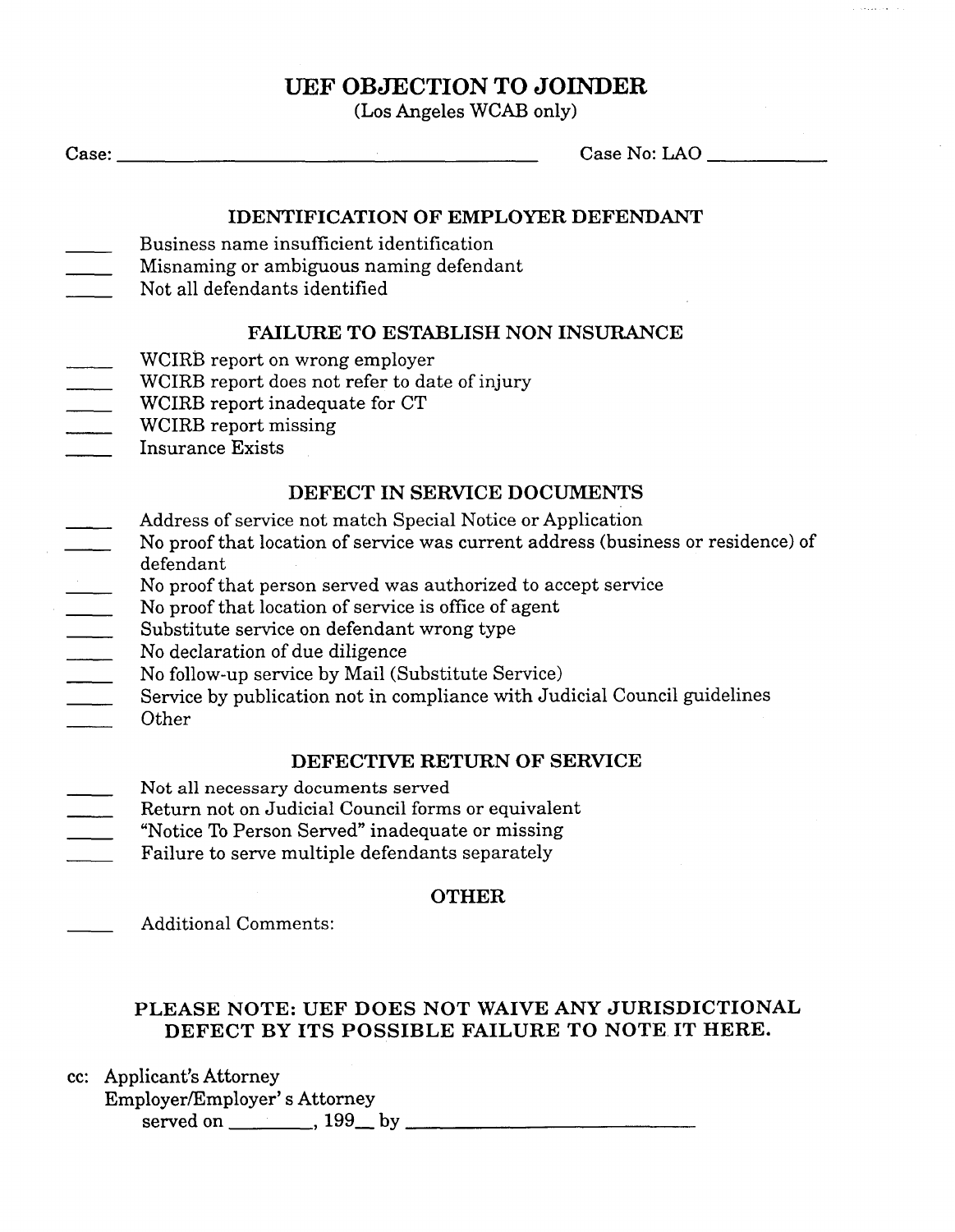# UEF OBJECTION TO JOINDER

(Los Angeles WCAB only)

Case: ______________________________ Case No: LAO __________

## IDENTIFICATION OF EMPLOYER DEFENDANT

_____ Business name insufficient identification
_____ Misnaming or ambiguous naming defendant
_____ Not all defendants identified

## FAILURE TO ESTABLISH NON INSURANCE

_____ WCIRB report on wrong employer
_____ WCIRB report does not refer to date of injury
_____ WCIRB report inadequate for CT
_____ WCIRB report missing
_____ Insurance Exists

## DEFECT IN SERVICE DOCUMENTS

_____ Address of service not match Special Notice or Application
_____ No proof that location of service was current address (business or residence) of defendant
_____ No proof that person served was authorized to accept service
_____ No proof that location of service is office of agent
_____ Substitute service on defendant wrong type
_____ No declaration of due diligence
_____ No follow-up service by Mail (Substitute Service)
_____ Service by publication not in compliance with Judicial Council guidelines
_____ Other

## DEFECTIVE RETURN OF SERVICE

_____ Not all necessary documents served
_____ Return not on Judicial Council forms or equivalent
_____ "Notice To Person Served" inadequate or missing
_____ Failure to serve multiple defendants separately

## OTHER

_____ Additional Comments:

**PLEASE NOTE: UEF DOES NOT WAIVE ANY JURISDICTIONAL DEFECT BY ITS POSSIBLE FAILURE TO NOTE IT HERE.**

cc: Applicant's Attorney
Employer/Employer's Attorney
served on ________, 199__ by ____________________________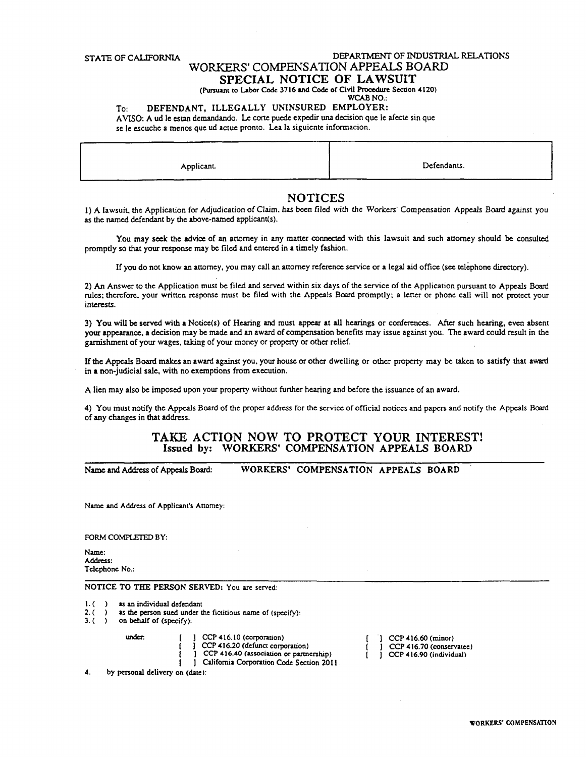STATE OF CALIFORNIA DEPARTMENT OF INDUSTRIAL RELATIONS

# WORKERS' COMPENSATION APPEALS BOARD

## SPECIAL NOTICE OF LAWSUIT

(Pursuant to Labor Code 3716 and Code of Civil Procedure Section 4120)

WCAB NO.:

To: **DEFENDANT, ILLEGALLY UNINSURED EMPLOYER:**

AVISO: A ud le estan demandando. Le corte puede expedir una decision que le afecte sin que se le escuche a menos que ud actue pronto. Lea la siguiente informacion.

| Applicant. | Defendants. |
|---|---|

## NOTICES

1) A lawsuit, the Application for Adjudication of Claim, has been filed with the Workers' Compensation Appeals Board against you as the named defendant by the above-named applicant(s).

You may seek the advice of an attorney in any matter connected with this lawsuit and such attorney should be consulted promptly so that your response may be filed and entered in a timely fashion.

If you do not know an attorney, you may call an attorney reference service or a legal aid office (see telephone directory).

2) An Answer to the Application must be filed and served within six days of the service of the Application pursuant to Appeals Board rules; therefore, your written response must be filed with the Appeals Board promptly; a letter or phone call will not protect your interests.

3) You will be served with a Notice(s) of Hearing and must appear at all hearings or conferences. After such hearing, even absent your appearance, a decision may be made and an award of compensation benefits may issue against you. The award could result in the garnishment of your wages, taking of your money or property or other relief.

If the Appeals Board makes an award against you, your house or other dwelling or other property may be taken to satisfy that award in a non-judicial sale, with no exemptions from execution.

A lien may also be imposed upon your property without further hearing and before the issuance of an award.

4) You must notify the Appeals Board of the proper address for the service of official notices and papers and notify the Appeals Board of any changes in that address.

## TAKE ACTION NOW TO PROTECT YOUR INTEREST!

### Issued by: WORKERS' COMPENSATION APPEALS BOARD

Name and Address of Appeals Board: WORKERS' COMPENSATION APPEALS BOARD

Name and Address of Applicant's Attorney:

FORM COMPLETED BY:

Name:
Address:
Telephone No.:

NOTICE TO THE PERSON SERVED: You are served:

1. ( ) as an individual defendant
2. ( ) as the person sued under the fictitious name of (specify):
3. ( ) on behalf of (specify):

under:

- [ ] CCP 416.10 (corporation)
- [ ] CCP 416.20 (defunct corporation)
- [ ] CCP 416.40 (association or partnership)
- [ ] California Corporation Code Section 2011
- [ ] CCP 416.60 (minor)
- [ ] CCP 416.70 (conservatee)
- [ ] CCP 416.90 (individual)

4. by personal delivery on (date):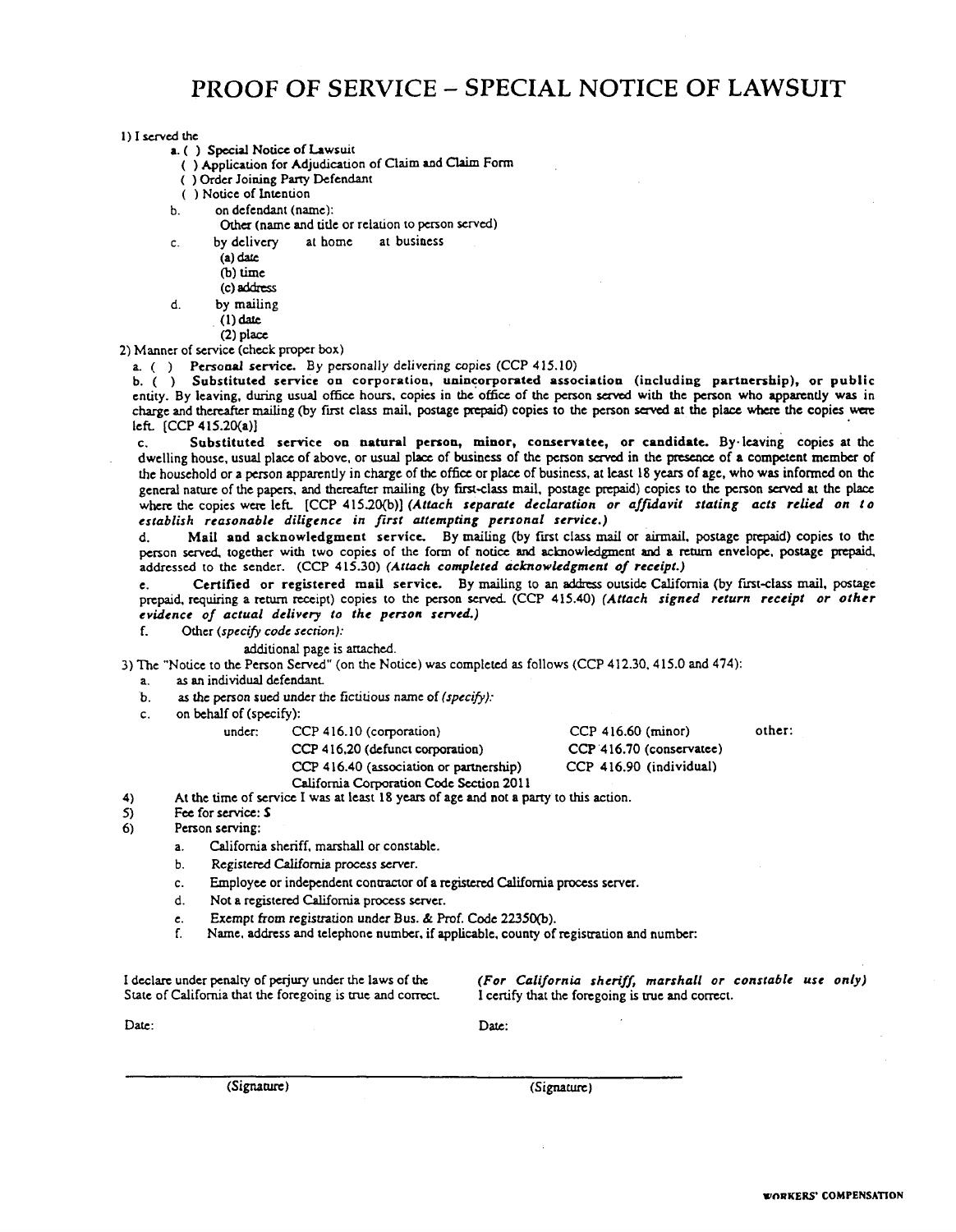# PROOF OF SERVICE – SPECIAL NOTICE OF LAWSUIT

1) I served the

a. ( ) Special Notice of Lawsuit
( ) Application for Adjudication of Claim and Claim Form
( ) Order Joining Party Defendant
( ) Notice of Intention

b. on defendant (name):
Other (name and title or relation to person served)

c. by delivery at home at business
(a) date
(b) time
(c) address

d. by mailing
(1) date
(2) place

2) Manner of service (check proper box)

a. ( ) **Personal service.** By personally delivering copies (CCP 415.10)

b. ( ) **Substituted service on corporation, unincorporated association (including partnership), or public** entity. By leaving, during usual office hours, copies in the office of the person served with the person who apparently was in charge and thereafter mailing (by first class mail, postage prepaid) copies to the person served at the place where the copies were left. [CCP 415.20(a)]

c. **Substituted service on natural person, minor, conservatee, or candidate.** By leaving copies at the dwelling house, usual place of above, or usual place of business of the person served in the presence of a competent member of the household or a person apparently in charge of the office or place of business, at least 18 years of age, who was informed on the general nature of the papers, and thereafter mailing (by first-class mail, postage prepaid) copies to the person served at the place where the copies were left. [CCP 415.20(b)] ***(Attach separate declaration or affidavit stating acts relied on to establish reasonable diligence in first attempting personal service.)***

d. **Mail and acknowledgment service.** By mailing (by first class mail or airmail, postage prepaid) copies to the person served, together with two copies of the form of notice and acknowledgment and a return envelope, postage prepaid, addressed to the sender. (CCP 415.30) ***(Attach completed acknowledgment of receipt.)***

e. **Certified or registered mail service.** By mailing to an address outside California (by first-class mail, postage prepaid, requiring a return receipt) copies to the person served. (CCP 415.40) ***(Attach signed return receipt or other evidence of actual delivery to the person served.)***

f. Other *(specify code section)*:
additional page is attached.

3) The "Notice to the Person Served" (on the Notice) was completed as follows (CCP 412.30, 415.0 and 474):

a. as an individual defendant.

b. as the person sued under the fictitious name of *(specify)*:

c. on behalf of (specify):

| | | | |
|---|---|---|---|
| under: | CCP 416.10 (corporation) | CCP 416.60 (minor) | other: |
| | CCP 416.20 (defunct corporation) | CCP 416.70 (conservatee) | |
| | CCP 416.40 (association or partnership) | CCP 416.90 (individual) | |
| | California Corporation Code Section 2011 | | |

4) At the time of service I was at least 18 years of age and not a party to this action.

5) Fee for service: $

6) Person serving:

a. California sheriff, marshall or constable.
b. Registered California process server.
c. Employee or independent contractor of a registered California process server.
d. Not a registered California process server.
e. Exempt from registration under Bus. & Prof. Code 22350(b).
f. Name, address and telephone number, if applicable, county of registration and number:

I declare under penalty of perjury under the laws of the State of California that the foregoing is true and correct.

Date:

(Signature)

***(For California sheriff, marshall or constable use only)***
I certify that the foregoing is true and correct.

Date:

(Signature)

WORKERS' COMPENSATION